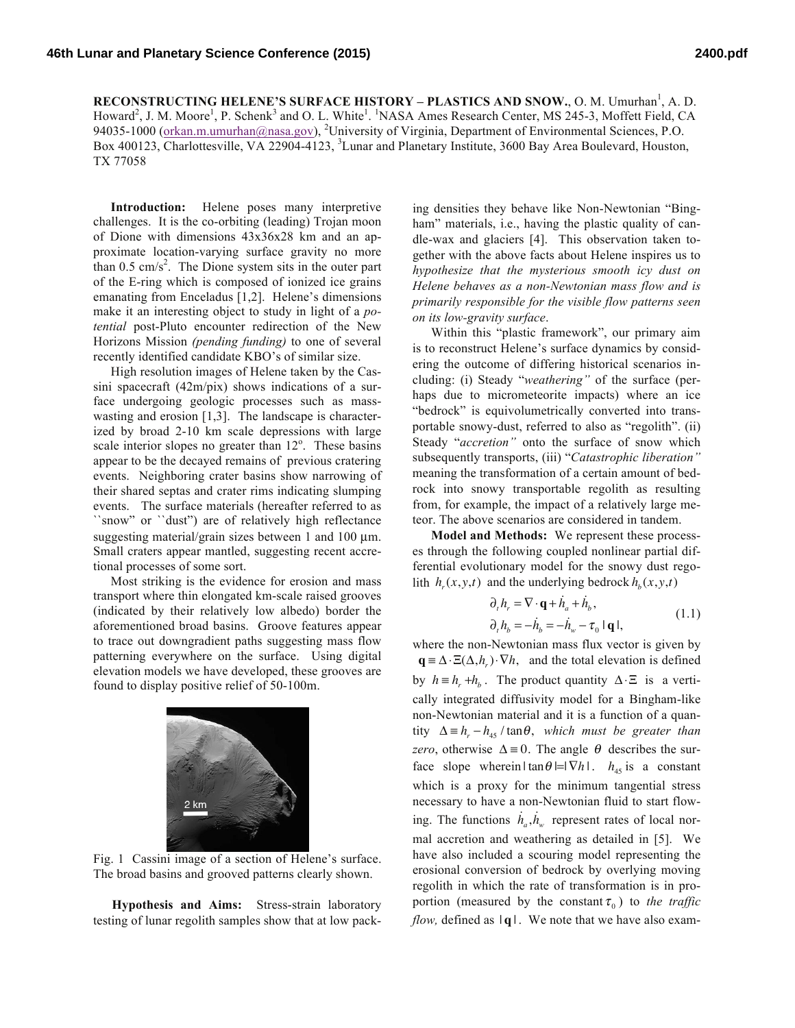# RECONSTRUCTING HELENE'S SURFACE HISTORY – PLASTICS AND SNOW.

O. M. Umurhan[1], A. D. Howard[2], J. M. Moore[1], P. Schenk[3] and O. L. White[1]. [1]NASA Ames Research Center, MS 245-3, Moffett Field, CA 94035-1000 (orkan.m.umurhan@nasa.gov), [2]University of Virginia, Department of Environmental Sciences, P.O. Box 400123, Charlottesville, VA 22904-4123, [3]Lunar and Planetary Institute, 3600 Bay Area Boulevard, Houston, TX 77058

**Introduction:** Helene poses many interpretive challenges. It is the co-orbiting (leading) Trojan moon of Dione with dimensions 43x36x28 km and an approximate location-varying surface gravity no more than 0.5 cm/s$^2$. The Dione system sits in the outer part of the E-ring which is composed of ionized ice grains emanating from Enceladus [1,2]. Helene's dimensions make it an interesting object to study in light of a *potential* post-Pluto encounter redirection of the New Horizons Mission *(pending funding)* to one of several recently identified candidate KBO's of similar size.

High resolution images of Helene taken by the Cassini spacecraft (42m/pix) shows indications of a surface undergoing geologic processes such as mass-wasting and erosion [1,3]. The landscape is characterized by broad 2-10 km scale depressions with large scale interior slopes no greater than 12°. These basins appear to be the decayed remains of previous cratering events. Neighboring crater basins show narrowing of their shared septas and crater rims indicating slumping events. The surface materials (hereafter referred to as ``snow" or ``dust") are of relatively high reflectance suggesting material/grain sizes between 1 and 100 µm. Small craters appear mantled, suggesting recent accretional processes of some sort.

Most striking is the evidence for erosion and mass transport where thin elongated km-scale raised grooves (indicated by their relatively low albedo) border the aforementioned broad basins. Groove features appear to trace out downgradient paths suggesting mass flow patterning everywhere on the surface. Using digital elevation models we have developed, these grooves are found to display positive relief of 50-100m.

Fig. 1 Cassini image of a section of Helene's surface. The broad basins and grooved patterns clearly shown.

**Hypothesis and Aims:** Stress-strain laboratory testing of lunar regolith samples show that at low packing densities they behave like Non-Newtonian "Bingham" materials, i.e., having the plastic quality of candle-wax and glaciers [4]. This observation taken together with the above facts about Helene inspires us to *hypothesize that the mysterious smooth icy dust on Helene behaves as a non-Newtonian mass flow and is primarily responsible for the visible flow patterns seen on its low-gravity surface*.

Within this "plastic framework", our primary aim is to reconstruct Helene's surface dynamics by considering the outcome of differing historical scenarios including: (i) Steady "*weathering"* of the surface (perhaps due to micrometeorite impacts) where an ice "bedrock" is equivolumetrically converted into transportable snowy-dust, referred to also as "regolith". (ii) Steady "*accretion"* onto the surface of snow which subsequently transports, (iii) "*Catastrophic liberation"* meaning the transformation of a certain amount of bedrock into snowy transportable regolith as resulting from, for example, the impact of a relatively large meteor. The above scenarios are considered in tandem.

**Model and Methods:** We represent these processes through the following coupled nonlinear partial differential evolutionary model for the snowy dust regolith $h_r(x,y,t)$ and the underlying bedrock $h_b(x,y,t)$

$$
\begin{aligned}
\partial_t h_r &= \nabla \cdot \mathbf{q} + \dot{h}_a + \dot{h}_b, \\
\partial_t h_b &= -\dot{h}_b = -\dot{h}_w - \tau_0 \,|\, \mathbf{q} \,|,
\end{aligned}
\tag{1.1}
$$

where the non-Newtonian mass flux vector is given by $\mathbf{q} \equiv \Delta \cdot \Xi(\Delta, h_r) \cdot \nabla h$, and the total elevation is defined by $h \equiv h_r + h_b$. The product quantity $\Delta \cdot \Xi$ is a vertically integrated diffusivity model for a Bingham-like non-Newtonian material and it is a function of a quantity $\Delta \equiv h_r - h_{45} / \tan\theta$, *which must be greater than zero*, otherwise $\Delta \equiv 0$. The angle $\theta$ describes the surface slope wherein $|\tan\theta| = |\nabla h|$. $h_{45}$ is a constant which is a proxy for the minimum tangential stress necessary to have a non-Newtonian fluid to start flowing. The functions $\dot{h}_a, \dot{h}_w$ represent rates of local normal accretion and weathering as detailed in [5]. We have also included a scouring model representing the erosional conversion of bedrock by overlying moving regolith in which the rate of transformation is in proportion (measured by the constant $\tau_0$) to *the traffic flow,* defined as $|\mathbf{q}|$. We note that we have also exam-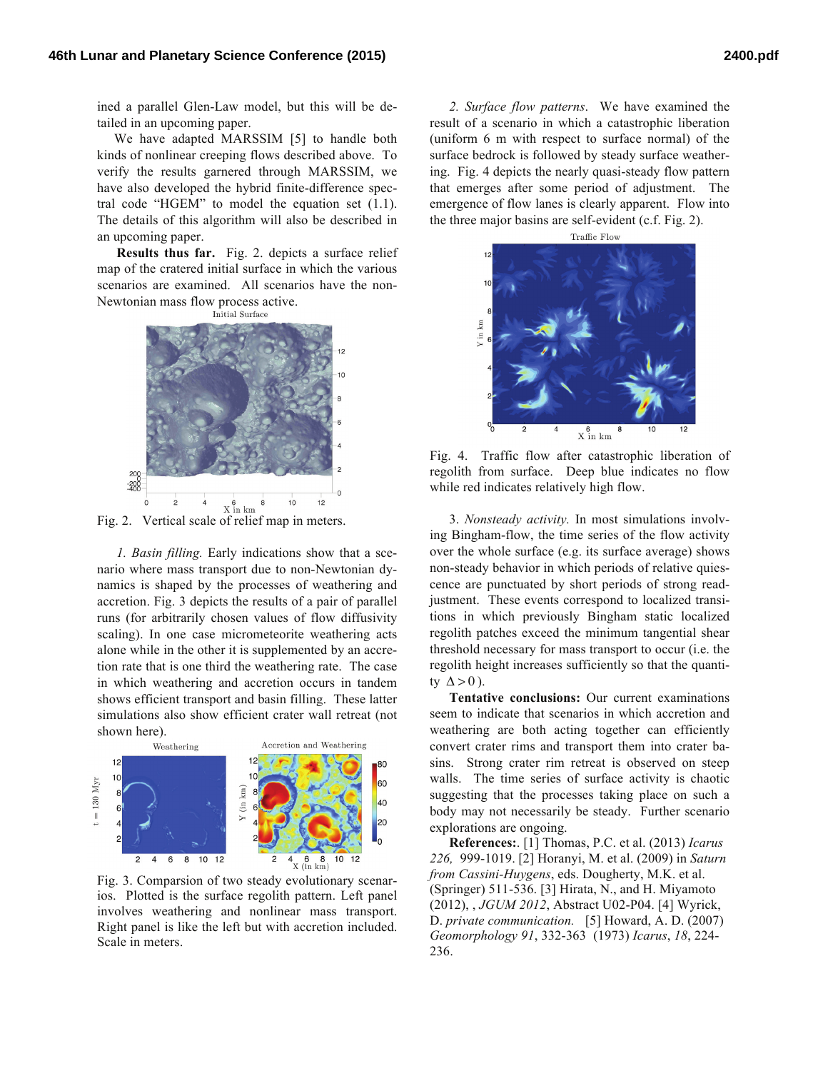ined a parallel Glen-Law model, but this will be detailed in an upcoming paper.

We have adapted MARSSIM [5] to handle both kinds of nonlinear creeping flows described above. To verify the results garnered through MARSSIM, we have also developed the hybrid finite-difference spectral code "HGEM" to model the equation set (1.1). The details of this algorithm will also be described in an upcoming paper.

**Results thus far.** Fig. 2. depicts a surface relief map of the cratered initial surface in which the various scenarios are examined. All scenarios have the non-Newtonian mass flow process active.

Initial Surface

200
0
-200
-400

0 2 4 6 8 10 12

12 10 8 6 4 2 0

X in km

Fig. 2. Vertical scale of relief map in meters.

*1. Basin filling.* Early indications show that a scenario where mass transport due to non-Newtonian dynamics is shaped by the processes of weathering and accretion. Fig. 3 depicts the results of a pair of parallel runs (for arbitrarily chosen values of flow diffusivity scaling). In one case micrometeorite weathering acts alone while in the other it is supplemented by an accretion rate that is one third the weathering rate. The case in which weathering and accretion occurs in tandem shows efficient transport and basin filling. These latter simulations also show efficient crater wall retreat (not shown here).

Weathering

Accretion and Weathering

t = 130 Myr

Y (in km)

12 10 8 6 4 2

2 4 6 8 10 12

X (in km)

80 60 40 20 0

Fig. 3. Comparsion of two steady evolutionary scenarios. Plotted is the surface regolith pattern. Left panel involves weathering and nonlinear mass transport. Right panel is like the left but with accretion included. Scale in meters.

*2. Surface flow patterns*. We have examined the result of a scenario in which a catastrophic liberation (uniform 6 m with respect to surface normal) of the surface bedrock is followed by steady surface weathering. Fig. 4 depicts the nearly quasi-steady flow pattern that emerges after some period of adjustment. The emergence of flow lanes is clearly apparent. Flow into the three major basins are self-evident (c.f. Fig. 2).

Traffic Flow

Y in km

12 10 8 6 4 2 0

0 2 4 6 8 10 12

X in km

Fig. 4. Traffic flow after catastrophic liberation of regolith from surface. Deep blue indicates no flow while red indicates relatively high flow.

*3. Nonsteady activity.* In most simulations involving Bingham-flow, the time series of the flow activity over the whole surface (e.g. its surface average) shows non-steady behavior in which periods of relative quiescence are punctuated by short periods of strong readjustment. These events correspond to localized transitions in which previously Bingham static localized regolith patches exceed the minimum tangential shear threshold necessary for mass transport to occur (i.e. the regolith height increases sufficiently so that the quantity $\Delta > 0$).

**Tentative conclusions:** Our current examinations seem to indicate that scenarios in which accretion and weathering are both acting together can efficiently convert crater rims and transport them into crater basins. Strong crater rim retreat is observed on steep walls. The time series of surface activity is chaotic suggesting that the processes taking place on such a body may not necessarily be steady. Further scenario explorations are ongoing.

**References:**. [1] Thomas, P.C. et al. (2013) *Icarus 226,* 999-1019. [2] Horanyi, M. et al. (2009) in *Saturn from Cassini-Huygens*, eds. Dougherty, M.K. et al. (Springer) 511-536. [3] Hirata, N., and H. Miyamoto (2012), , *JGUM 2012*, Abstract U02-P04. [4] Wyrick, D. *private communication.* [5] Howard, A. D. (2007) *Geomorphology 91*, 332-363 (1973) *Icarus*, *18*, 224-236.